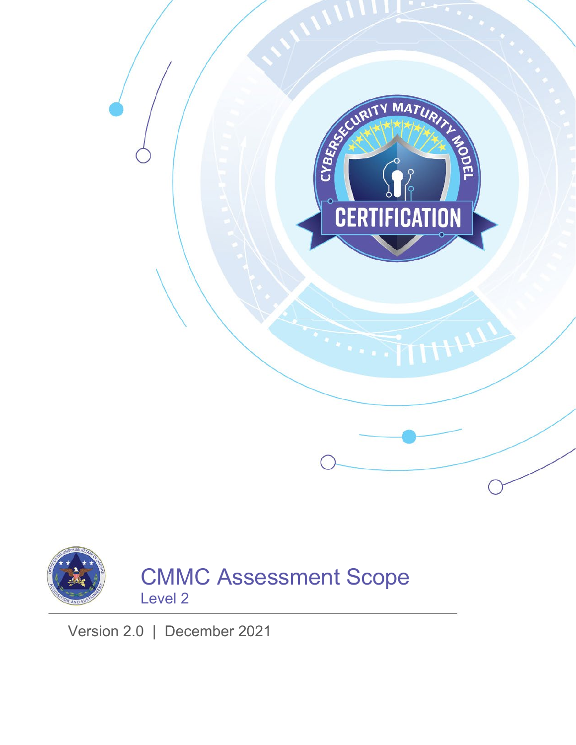# CMMC Assessment Scope

## Level 2

Version 2.0 | December 2021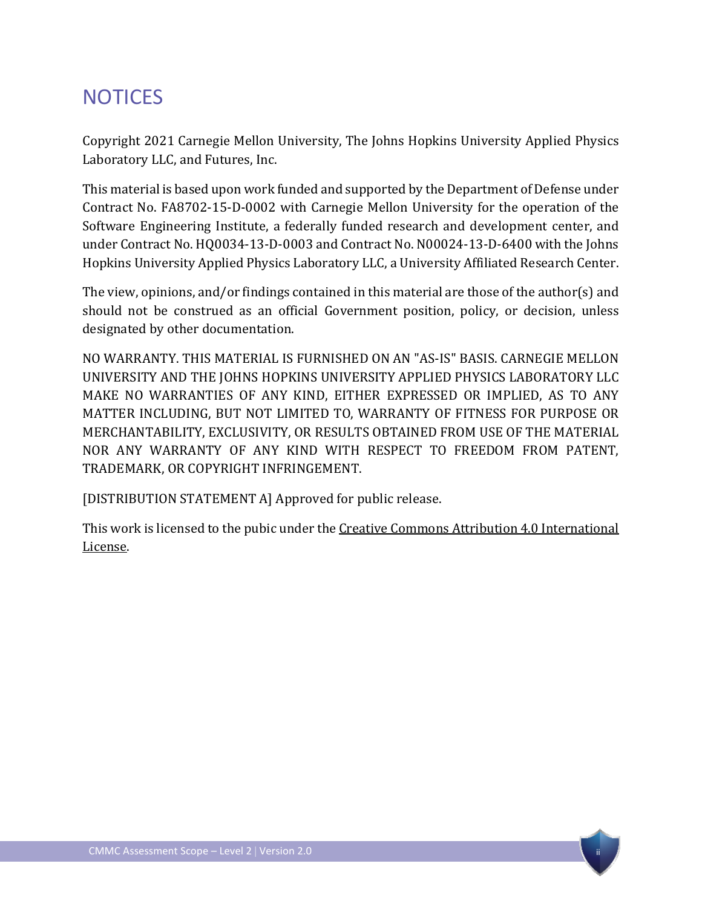# NOTICES

Copyright 2021 Carnegie Mellon University, The Johns Hopkins University Applied Physics Laboratory LLC, and Futures, Inc.

This material is based upon work funded and supported by the Department of Defense under Contract No. FA8702-15-D-0002 with Carnegie Mellon University for the operation of the Software Engineering Institute, a federally funded research and development center, and under Contract No. HQ0034-13-D-0003 and Contract No. N00024-13-D-6400 with the Johns Hopkins University Applied Physics Laboratory LLC, a University Affiliated Research Center.

The view, opinions, and/or findings contained in this material are those of the author(s) and should not be construed as an official Government position, policy, or decision, unless designated by other documentation.

NO WARRANTY. THIS MATERIAL IS FURNISHED ON AN "AS-IS" BASIS. CARNEGIE MELLON UNIVERSITY AND THE JOHNS HOPKINS UNIVERSITY APPLIED PHYSICS LABORATORY LLC MAKE NO WARRANTIES OF ANY KIND, EITHER EXPRESSED OR IMPLIED, AS TO ANY MATTER INCLUDING, BUT NOT LIMITED TO, WARRANTY OF FITNESS FOR PURPOSE OR MERCHANTABILITY, EXCLUSIVITY, OR RESULTS OBTAINED FROM USE OF THE MATERIAL NOR ANY WARRANTY OF ANY KIND WITH RESPECT TO FREEDOM FROM PATENT, TRADEMARK, OR COPYRIGHT INFRINGEMENT.

[DISTRIBUTION STATEMENT A] Approved for public release.

This work is licensed to the pubic under the Creative Commons Attribution 4.0 International License.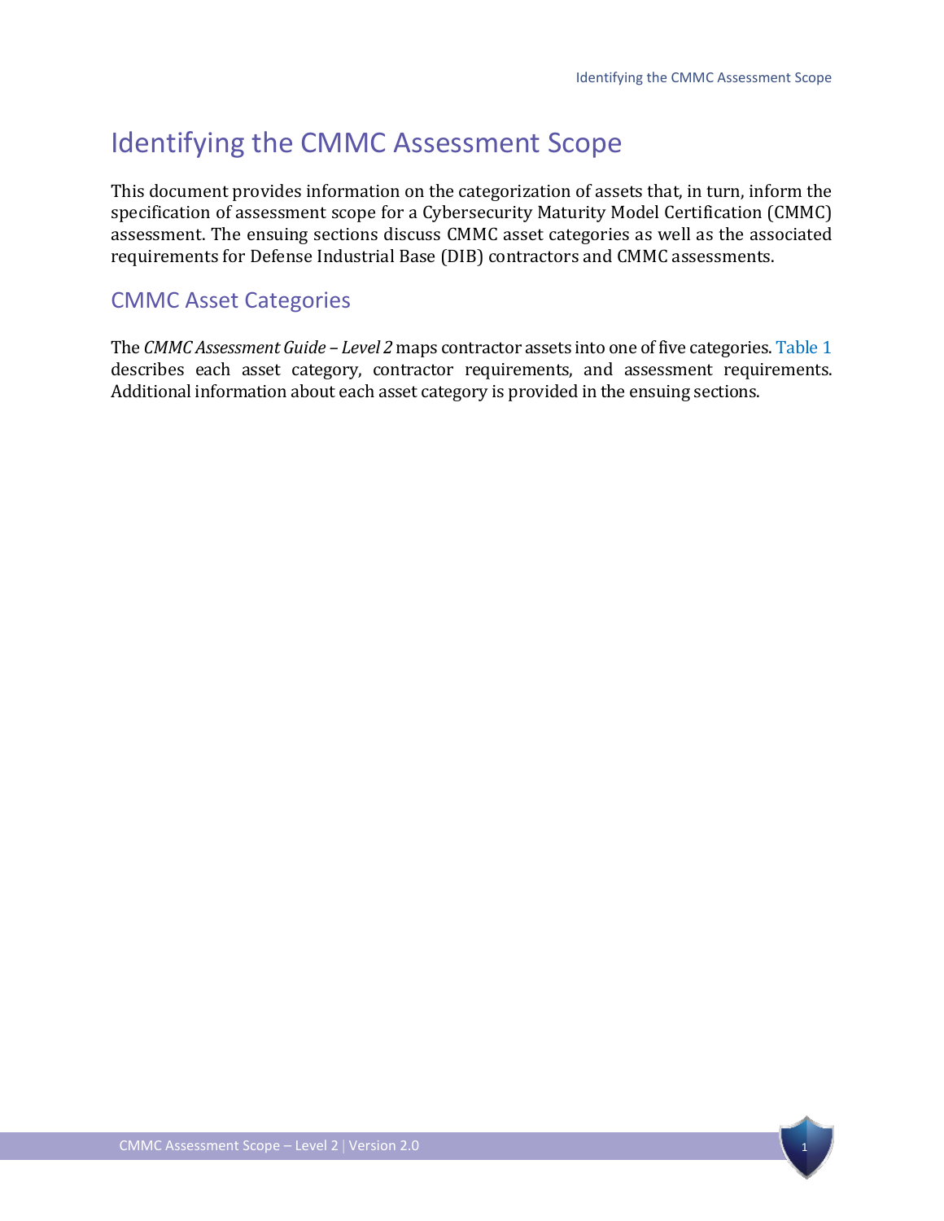# Identifying the CMMC Assessment Scope

This document provides information on the categorization of assets that, in turn, inform the specification of assessment scope for a Cybersecurity Maturity Model Certification (CMMC) assessment. The ensuing sections discuss CMMC asset categories as well as the associated requirements for Defense Industrial Base (DIB) contractors and CMMC assessments.

## CMMC Asset Categories

The *CMMC Assessment Guide – Level 2* maps contractor assets into one of five categories. Table 1 describes each asset category, contractor requirements, and assessment requirements. Additional information about each asset category is provided in the ensuing sections.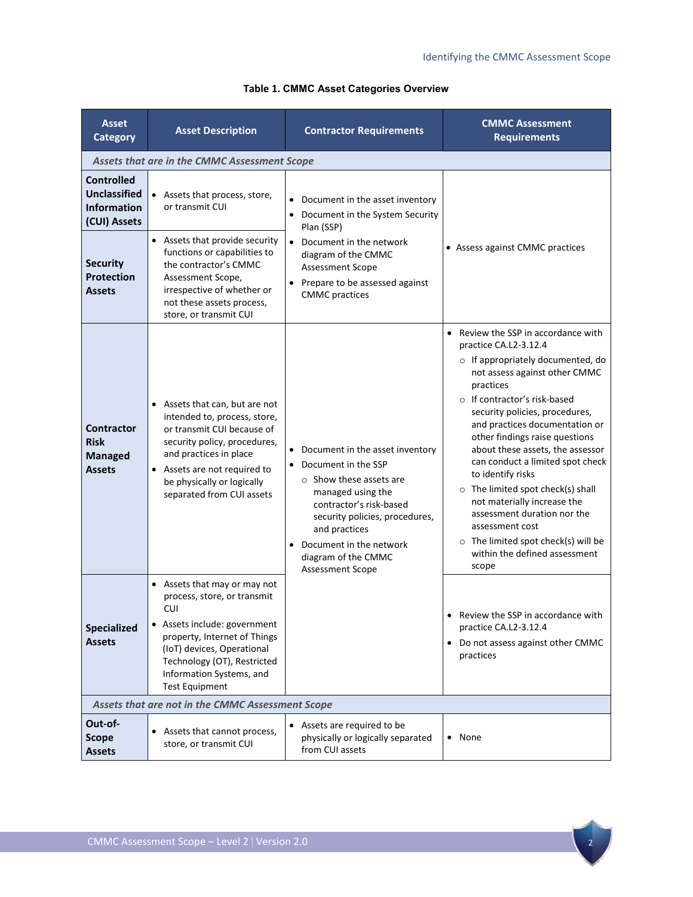**Table 1. CMMC Asset Categories Overview**

| Asset Category | Asset Description | Contractor Requirements | CMMC Assessment Requirements |
|---|---|---|---|
| *Assets that are in the CMMC Assessment Scope* | | | |
| **Controlled Unclassified Information (CUI) Assets** | • Assets that process, store, or transmit CUI | • Document in the asset inventory<br>• Document in the System Security Plan (SSP)<br>• Document in the network diagram of the CMMC Assessment Scope<br>• Prepare to be assessed against CMMC practices | • Assess against CMMC practices |
| **Security Protection Assets** | • Assets that provide security functions or capabilities to the contractor's CMMC Assessment Scope, irrespective of whether or not these assets process, store, or transmit CUI | | |
| **Contractor Risk Managed Assets** | • Assets that can, but are not intended to, process, store, or transmit CUI because of security policy, procedures, and practices in place<br>• Assets are not required to be physically or logically separated from CUI assets | • Document in the asset inventory<br>• Document in the SSP<br>  ○ Show these assets are managed using the contractor's risk-based security policies, procedures, and practices<br>• Document in the network diagram of the CMMC Assessment Scope | • Review the SSP in accordance with practice CA.L2-3.12.4<br>  ○ If appropriately documented, do not assess against other CMMC practices<br>  ○ If contractor's risk-based security policies, procedures, and practices documentation or other findings raise questions about these assets, the assessor can conduct a limited spot check to identify risks<br>  ○ The limited spot check(s) shall not materially increase the assessment duration nor the assessment cost<br>  ○ The limited spot check(s) will be within the defined assessment scope |
| **Specialized Assets** | • Assets that may or may not process, store, or transmit CUI<br>• Assets include: government property, Internet of Things (IoT) devices, Operational Technology (OT), Restricted Information Systems, and Test Equipment | | • Review the SSP in accordance with practice CA.L2-3.12.4<br>• Do not assess against other CMMC practices |
| *Assets that are not in the CMMC Assessment Scope* | | | |
| **Out-of-Scope Assets** | • Assets that cannot process, store, or transmit CUI | • Assets are required to be physically or logically separated from CUI assets | • None |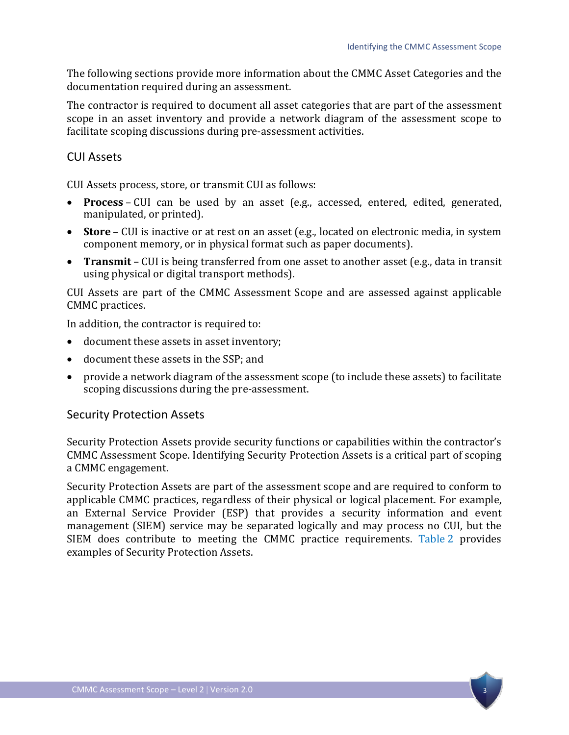The following sections provide more information about the CMMC Asset Categories and the documentation required during an assessment.

The contractor is required to document all asset categories that are part of the assessment scope in an asset inventory and provide a network diagram of the assessment scope to facilitate scoping discussions during pre-assessment activities.

## CUI Assets

CUI Assets process, store, or transmit CUI as follows:

- **Process** – CUI can be used by an asset (e.g., accessed, entered, edited, generated, manipulated, or printed).
- **Store** – CUI is inactive or at rest on an asset (e.g., located on electronic media, in system component memory, or in physical format such as paper documents).
- **Transmit** – CUI is being transferred from one asset to another asset (e.g., data in transit using physical or digital transport methods).

CUI Assets are part of the CMMC Assessment Scope and are assessed against applicable CMMC practices.

In addition, the contractor is required to:

- document these assets in asset inventory;
- document these assets in the SSP; and
- provide a network diagram of the assessment scope (to include these assets) to facilitate scoping discussions during the pre-assessment.

## Security Protection Assets

Security Protection Assets provide security functions or capabilities within the contractor's CMMC Assessment Scope. Identifying Security Protection Assets is a critical part of scoping a CMMC engagement.

Security Protection Assets are part of the assessment scope and are required to conform to applicable CMMC practices, regardless of their physical or logical placement. For example, an External Service Provider (ESP) that provides a security information and event management (SIEM) service may be separated logically and may process no CUI, but the SIEM does contribute to meeting the CMMC practice requirements. Table 2 provides examples of Security Protection Assets.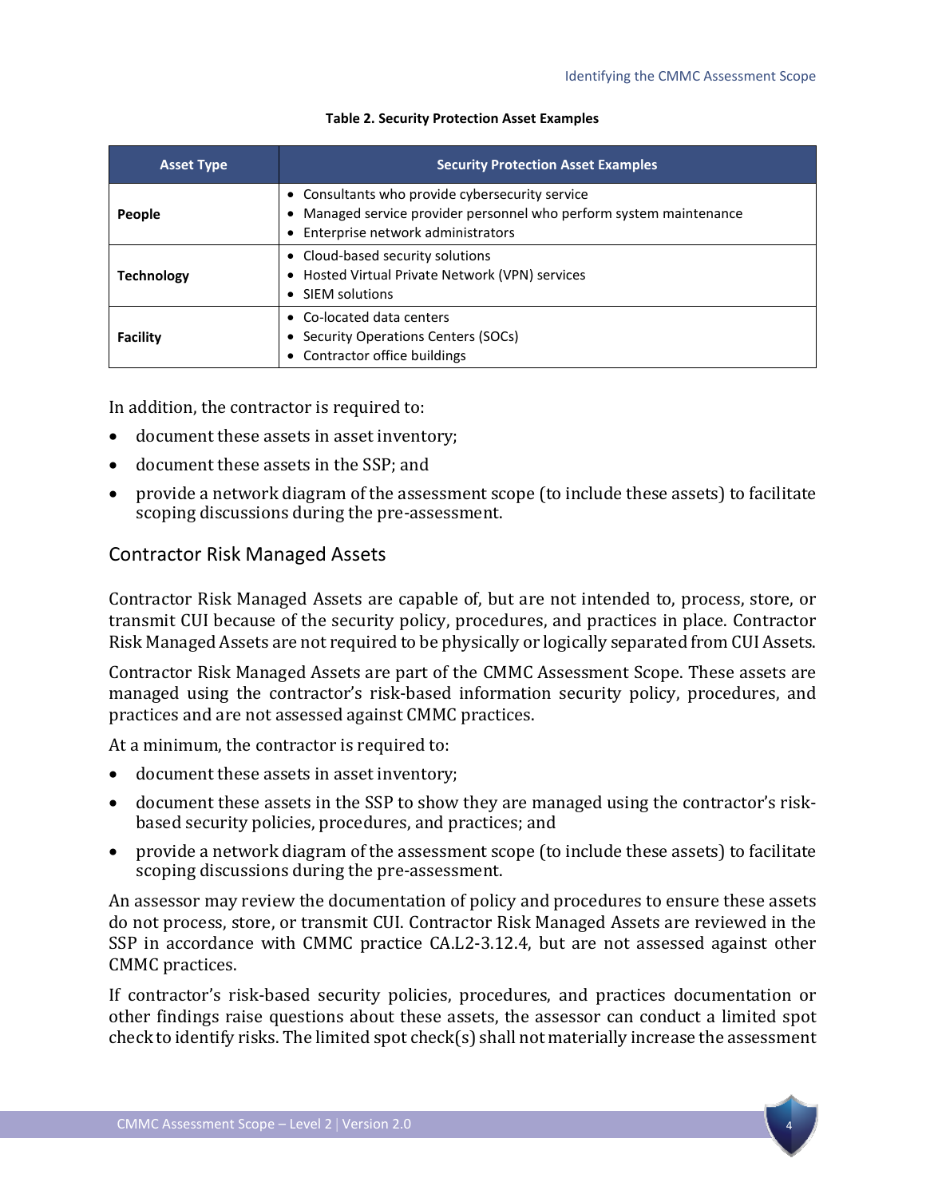**Table 2. Security Protection Asset Examples**

| Asset Type | Security Protection Asset Examples |
| --- | --- |
| **People** | • Consultants who provide cybersecurity service<br>• Managed service provider personnel who perform system maintenance<br>• Enterprise network administrators |
| **Technology** | • Cloud-based security solutions<br>• Hosted Virtual Private Network (VPN) services<br>• SIEM solutions |
| **Facility** | • Co-located data centers<br>• Security Operations Centers (SOCs)<br>• Contractor office buildings |

In addition, the contractor is required to:

- document these assets in asset inventory;
- document these assets in the SSP; and
- provide a network diagram of the assessment scope (to include these assets) to facilitate scoping discussions during the pre-assessment.

## Contractor Risk Managed Assets

Contractor Risk Managed Assets are capable of, but are not intended to, process, store, or transmit CUI because of the security policy, procedures, and practices in place. Contractor Risk Managed Assets are not required to be physically or logically separated from CUI Assets.

Contractor Risk Managed Assets are part of the CMMC Assessment Scope. These assets are managed using the contractor's risk-based information security policy, procedures, and practices and are not assessed against CMMC practices.

At a minimum, the contractor is required to:

- document these assets in asset inventory;
- document these assets in the SSP to show they are managed using the contractor's risk-based security policies, procedures, and practices; and
- provide a network diagram of the assessment scope (to include these assets) to facilitate scoping discussions during the pre-assessment.

An assessor may review the documentation of policy and procedures to ensure these assets do not process, store, or transmit CUI. Contractor Risk Managed Assets are reviewed in the SSP in accordance with CMMC practice CA.L2-3.12.4, but are not assessed against other CMMC practices.

If contractor's risk-based security policies, procedures, and practices documentation or other findings raise questions about these assets, the assessor can conduct a limited spot check to identify risks. The limited spot check(s) shall not materially increase the assessment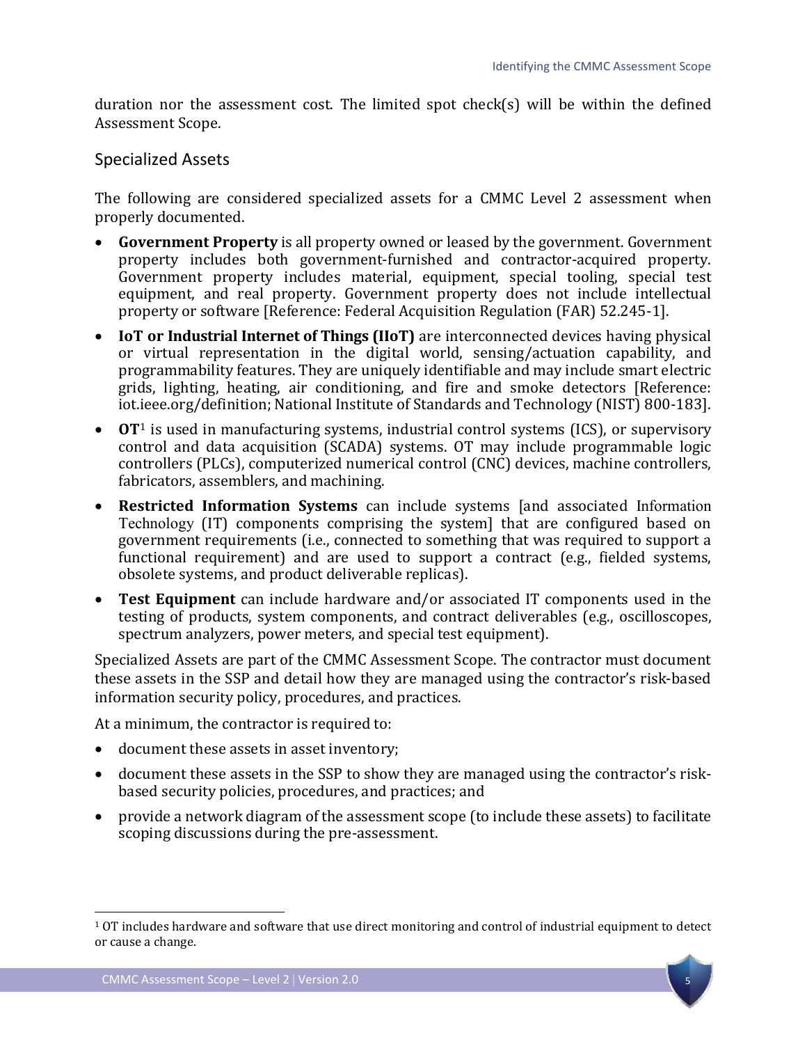duration nor the assessment cost. The limited spot check(s) will be within the defined Assessment Scope.

## Specialized Assets

The following are considered specialized assets for a CMMC Level 2 assessment when properly documented.

- **Government Property** is all property owned or leased by the government. Government property includes both government-furnished and contractor-acquired property. Government property includes material, equipment, special tooling, special test equipment, and real property. Government property does not include intellectual property or software [Reference: Federal Acquisition Regulation (FAR) 52.245-1].
- **IoT or Industrial Internet of Things (IIoT)** are interconnected devices having physical or virtual representation in the digital world, sensing/actuation capability, and programmability features. They are uniquely identifiable and may include smart electric grids, lighting, heating, air conditioning, and fire and smoke detectors [Reference: iot.ieee.org/definition; National Institute of Standards and Technology (NIST) 800-183].
- **OT**[1] is used in manufacturing systems, industrial control systems (ICS), or supervisory control and data acquisition (SCADA) systems. OT may include programmable logic controllers (PLCs), computerized numerical control (CNC) devices, machine controllers, fabricators, assemblers, and machining.
- **Restricted Information Systems** can include systems [and associated Information Technology (IT) components comprising the system] that are configured based on government requirements (i.e., connected to something that was required to support a functional requirement) and are used to support a contract (e.g., fielded systems, obsolete systems, and product deliverable replicas).
- **Test Equipment** can include hardware and/or associated IT components used in the testing of products, system components, and contract deliverables (e.g., oscilloscopes, spectrum analyzers, power meters, and special test equipment).

Specialized Assets are part of the CMMC Assessment Scope. The contractor must document these assets in the SSP and detail how they are managed using the contractor's risk-based information security policy, procedures, and practices.

At a minimum, the contractor is required to:

- document these assets in asset inventory;
- document these assets in the SSP to show they are managed using the contractor's risk-based security policies, procedures, and practices; and
- provide a network diagram of the assessment scope (to include these assets) to facilitate scoping discussions during the pre-assessment.

[1] OT includes hardware and software that use direct monitoring and control of industrial equipment to detect or cause a change.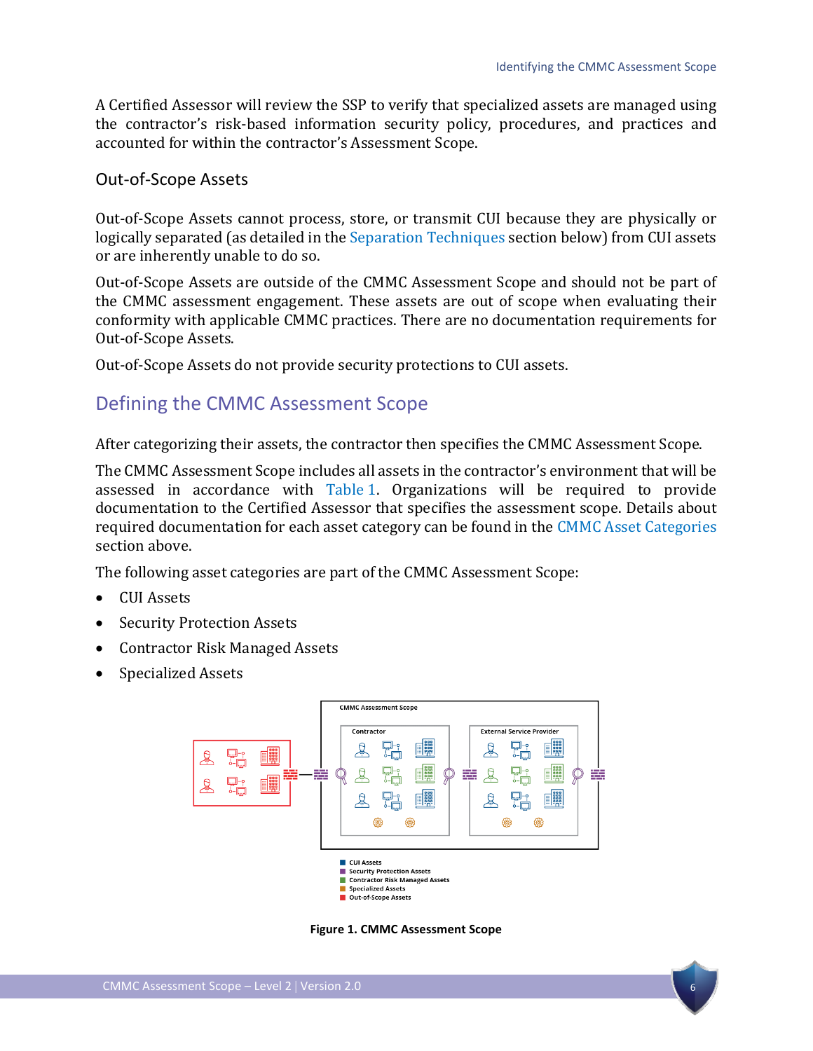A Certified Assessor will review the SSP to verify that specialized assets are managed using the contractor's risk-based information security policy, procedures, and practices and accounted for within the contractor's Assessment Scope.

### Out-of-Scope Assets

Out-of-Scope Assets cannot process, store, or transmit CUI because they are physically or logically separated (as detailed in the Separation Techniques section below) from CUI assets or are inherently unable to do so.

Out-of-Scope Assets are outside of the CMMC Assessment Scope and should not be part of the CMMC assessment engagement. These assets are out of scope when evaluating their conformity with applicable CMMC practices. There are no documentation requirements for Out-of-Scope Assets.

Out-of-Scope Assets do not provide security protections to CUI assets.

## Defining the CMMC Assessment Scope

After categorizing their assets, the contractor then specifies the CMMC Assessment Scope.

The CMMC Assessment Scope includes all assets in the contractor's environment that will be assessed in accordance with Table 1. Organizations will be required to provide documentation to the Certified Assessor that specifies the assessment scope. Details about required documentation for each asset category can be found in the CMMC Asset Categories section above.

The following asset categories are part of the CMMC Assessment Scope:

- CUI Assets
- Security Protection Assets
- Contractor Risk Managed Assets
- Specialized Assets

**Figure 1. CMMC Assessment Scope**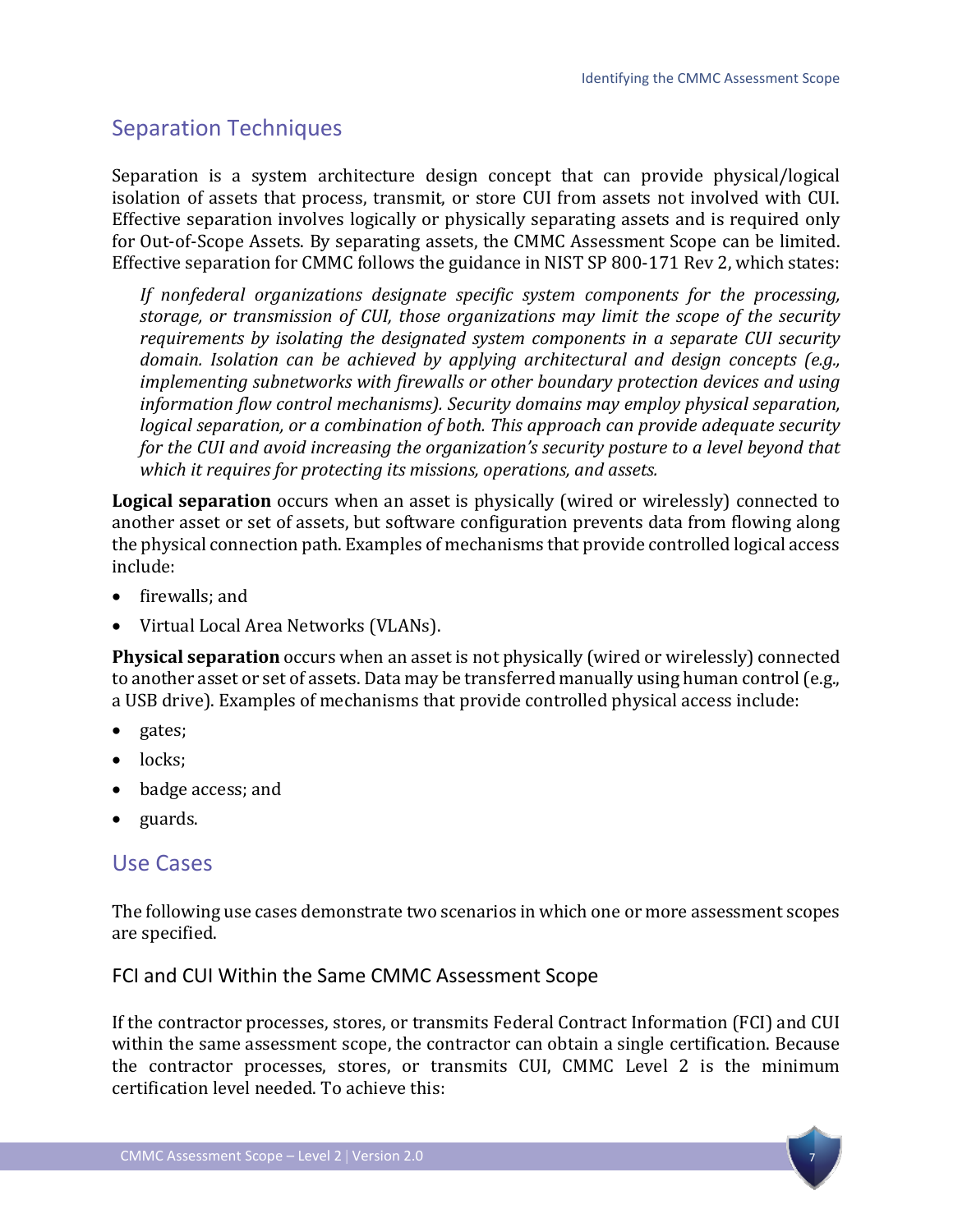## Separation Techniques

Separation is a system architecture design concept that can provide physical/logical isolation of assets that process, transmit, or store CUI from assets not involved with CUI. Effective separation involves logically or physically separating assets and is required only for Out-of-Scope Assets. By separating assets, the CMMC Assessment Scope can be limited. Effective separation for CMMC follows the guidance in NIST SP 800-171 Rev 2, which states:

> *If nonfederal organizations designate specific system components for the processing, storage, or transmission of CUI, those organizations may limit the scope of the security requirements by isolating the designated system components in a separate CUI security domain. Isolation can be achieved by applying architectural and design concepts (e.g., implementing subnetworks with firewalls or other boundary protection devices and using information flow control mechanisms). Security domains may employ physical separation, logical separation, or a combination of both. This approach can provide adequate security for the CUI and avoid increasing the organization's security posture to a level beyond that which it requires for protecting its missions, operations, and assets.*

**Logical separation** occurs when an asset is physically (wired or wirelessly) connected to another asset or set of assets, but software configuration prevents data from flowing along the physical connection path. Examples of mechanisms that provide controlled logical access include:

- firewalls; and
- Virtual Local Area Networks (VLANs).

**Physical separation** occurs when an asset is not physically (wired or wirelessly) connected to another asset or set of assets. Data may be transferred manually using human control (e.g., a USB drive). Examples of mechanisms that provide controlled physical access include:

- gates;
- locks;
- badge access; and
- guards.

## Use Cases

The following use cases demonstrate two scenarios in which one or more assessment scopes are specified.

### FCI and CUI Within the Same CMMC Assessment Scope

If the contractor processes, stores, or transmits Federal Contract Information (FCI) and CUI within the same assessment scope, the contractor can obtain a single certification. Because the contractor processes, stores, or transmits CUI, CMMC Level 2 is the minimum certification level needed. To achieve this: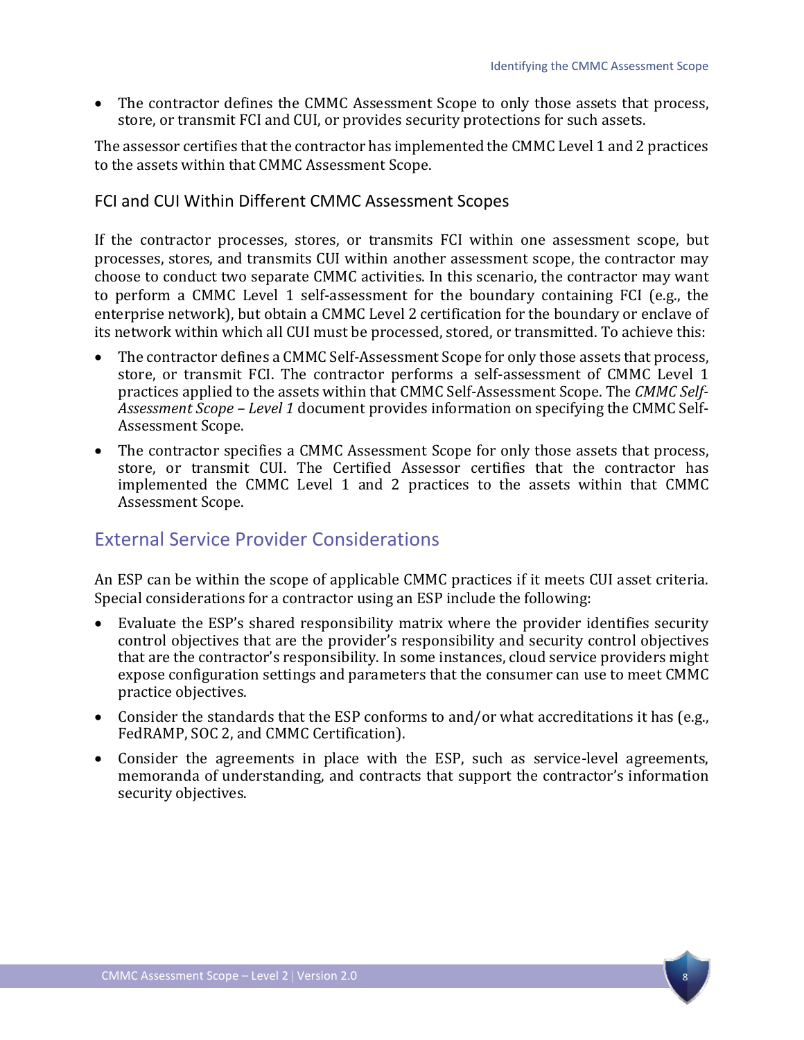- The contractor defines the CMMC Assessment Scope to only those assets that process, store, or transmit FCI and CUI, or provides security protections for such assets.

The assessor certifies that the contractor has implemented the CMMC Level 1 and 2 practices to the assets within that CMMC Assessment Scope.

### FCI and CUI Within Different CMMC Assessment Scopes

If the contractor processes, stores, or transmits FCI within one assessment scope, but processes, stores, and transmits CUI within another assessment scope, the contractor may choose to conduct two separate CMMC activities. In this scenario, the contractor may want to perform a CMMC Level 1 self-assessment for the boundary containing FCI (e.g., the enterprise network), but obtain a CMMC Level 2 certification for the boundary or enclave of its network within which all CUI must be processed, stored, or transmitted. To achieve this:

- The contractor defines a CMMC Self-Assessment Scope for only those assets that process, store, or transmit FCI. The contractor performs a self-assessment of CMMC Level 1 practices applied to the assets within that CMMC Self-Assessment Scope. The *CMMC Self-Assessment Scope – Level 1* document provides information on specifying the CMMC Self-Assessment Scope.
- The contractor specifies a CMMC Assessment Scope for only those assets that process, store, or transmit CUI. The Certified Assessor certifies that the contractor has implemented the CMMC Level 1 and 2 practices to the assets within that CMMC Assessment Scope.

## External Service Provider Considerations

An ESP can be within the scope of applicable CMMC practices if it meets CUI asset criteria. Special considerations for a contractor using an ESP include the following:

- Evaluate the ESP's shared responsibility matrix where the provider identifies security control objectives that are the provider's responsibility and security control objectives that are the contractor's responsibility. In some instances, cloud service providers might expose configuration settings and parameters that the consumer can use to meet CMMC practice objectives.
- Consider the standards that the ESP conforms to and/or what accreditations it has (e.g., FedRAMP, SOC 2, and CMMC Certification).
- Consider the agreements in place with the ESP, such as service-level agreements, memoranda of understanding, and contracts that support the contractor's information security objectives.